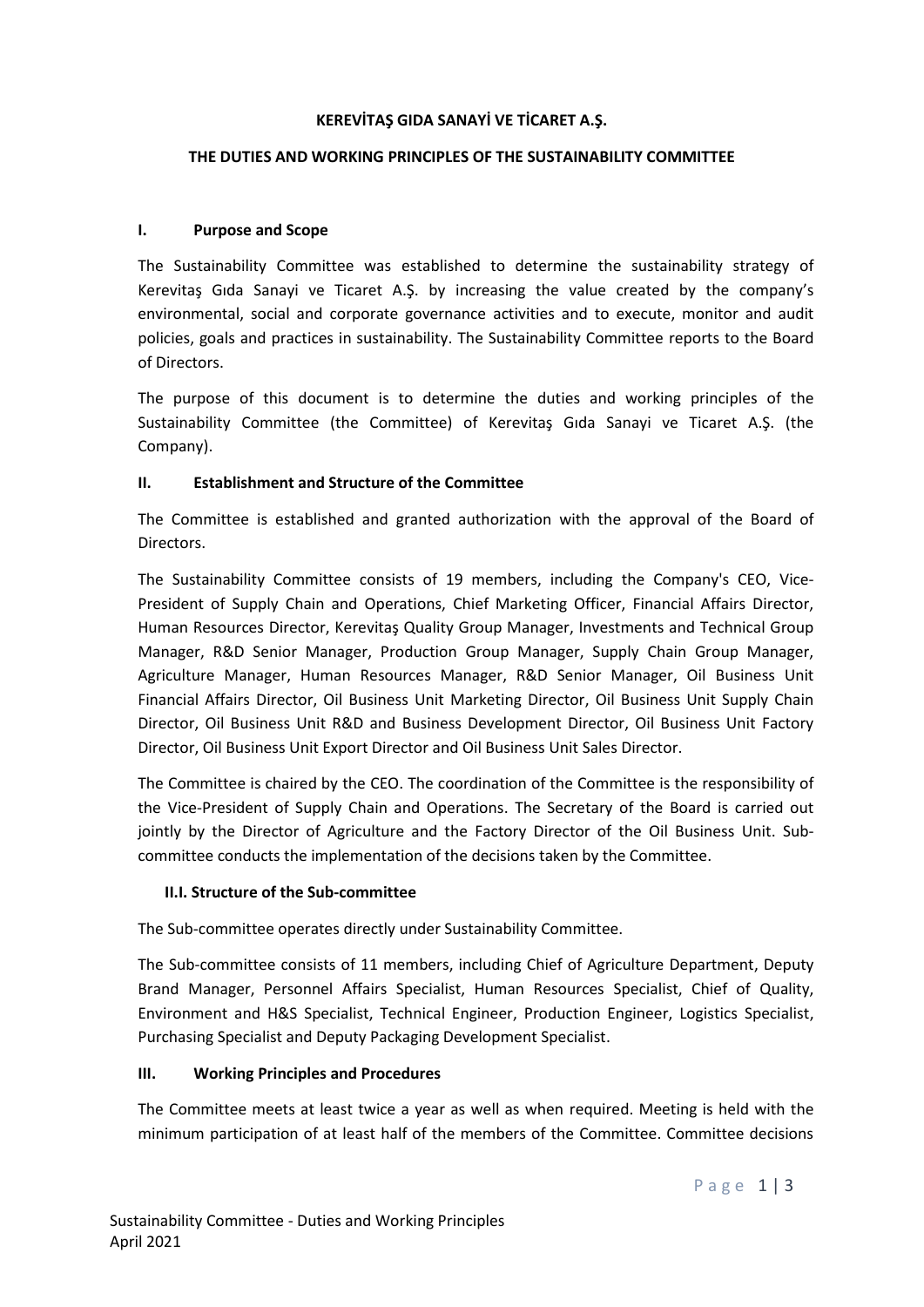**KEREVİTAŞ GIDA SANAYİ VE TİCARET A.Ş.**

**THE DUTIES AND WORKING PRINCIPLES OF THE SUSTAINABILITY COMMITTEE**

## I. Purpose and Scope

The Sustainability Committee was established to determine the sustainability strategy of Kerevitaş Gıda Sanayi ve Ticaret A.Ş. by increasing the value created by the company's environmental, social and corporate governance activities and to execute, monitor and audit policies, goals and practices in sustainability. The Sustainability Committee reports to the Board of Directors.

The purpose of this document is to determine the duties and working principles of the Sustainability Committee (the Committee) of Kerevitaş Gıda Sanayi ve Ticaret A.Ş. (the Company).

## II. Establishment and Structure of the Committee

The Committee is established and granted authorization with the approval of the Board of Directors.

The Sustainability Committee consists of 19 members, including the Company's CEO, Vice-President of Supply Chain and Operations, Chief Marketing Officer, Financial Affairs Director, Human Resources Director, Kerevitaş Quality Group Manager, Investments and Technical Group Manager, R&D Senior Manager, Production Group Manager, Supply Chain Group Manager, Agriculture Manager, Human Resources Manager, R&D Senior Manager, Oil Business Unit Financial Affairs Director, Oil Business Unit Marketing Director, Oil Business Unit Supply Chain Director, Oil Business Unit R&D and Business Development Director, Oil Business Unit Factory Director, Oil Business Unit Export Director and Oil Business Unit Sales Director.

The Committee is chaired by the CEO. The coordination of the Committee is the responsibility of the Vice-President of Supply Chain and Operations. The Secretary of the Board is carried out jointly by the Director of Agriculture and the Factory Director of the Oil Business Unit. Sub-committee conducts the implementation of the decisions taken by the Committee.

### II.I. Structure of the Sub-committee

The Sub-committee operates directly under Sustainability Committee.

The Sub-committee consists of 11 members, including Chief of Agriculture Department, Deputy Brand Manager, Personnel Affairs Specialist, Human Resources Specialist, Chief of Quality, Environment and H&S Specialist, Technical Engineer, Production Engineer, Logistics Specialist, Purchasing Specialist and Deputy Packaging Development Specialist.

## III. Working Principles and Procedures

The Committee meets at least twice a year as well as when required. Meeting is held with the minimum participation of at least half of the members of the Committee. Committee decisions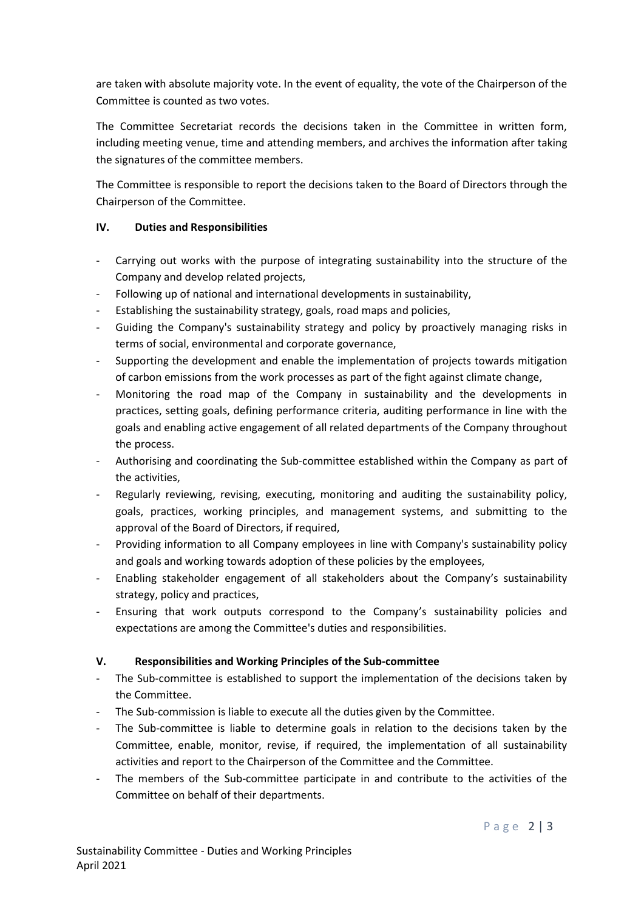are taken with absolute majority vote. In the event of equality, the vote of the Chairperson of the Committee is counted as two votes.

The Committee Secretariat records the decisions taken in the Committee in written form, including meeting venue, time and attending members, and archives the information after taking the signatures of the committee members.

The Committee is responsible to report the decisions taken to the Board of Directors through the Chairperson of the Committee.

## IV. Duties and Responsibilities

- Carrying out works with the purpose of integrating sustainability into the structure of the Company and develop related projects,
- Following up of national and international developments in sustainability,
- Establishing the sustainability strategy, goals, road maps and policies,
- Guiding the Company's sustainability strategy and policy by proactively managing risks in terms of social, environmental and corporate governance,
- Supporting the development and enable the implementation of projects towards mitigation of carbon emissions from the work processes as part of the fight against climate change,
- Monitoring the road map of the Company in sustainability and the developments in practices, setting goals, defining performance criteria, auditing performance in line with the goals and enabling active engagement of all related departments of the Company throughout the process.
- Authorising and coordinating the Sub-committee established within the Company as part of the activities,
- Regularly reviewing, revising, executing, monitoring and auditing the sustainability policy, goals, practices, working principles, and management systems, and submitting to the approval of the Board of Directors, if required,
- Providing information to all Company employees in line with Company's sustainability policy and goals and working towards adoption of these policies by the employees,
- Enabling stakeholder engagement of all stakeholders about the Company's sustainability strategy, policy and practices,
- Ensuring that work outputs correspond to the Company's sustainability policies and expectations are among the Committee's duties and responsibilities.

## V. Responsibilities and Working Principles of the Sub-committee

- The Sub-committee is established to support the implementation of the decisions taken by the Committee.
- The Sub-commission is liable to execute all the duties given by the Committee.
- The Sub-committee is liable to determine goals in relation to the decisions taken by the Committee, enable, monitor, revise, if required, the implementation of all sustainability activities and report to the Chairperson of the Committee and the Committee.
- The members of the Sub-committee participate in and contribute to the activities of the Committee on behalf of their departments.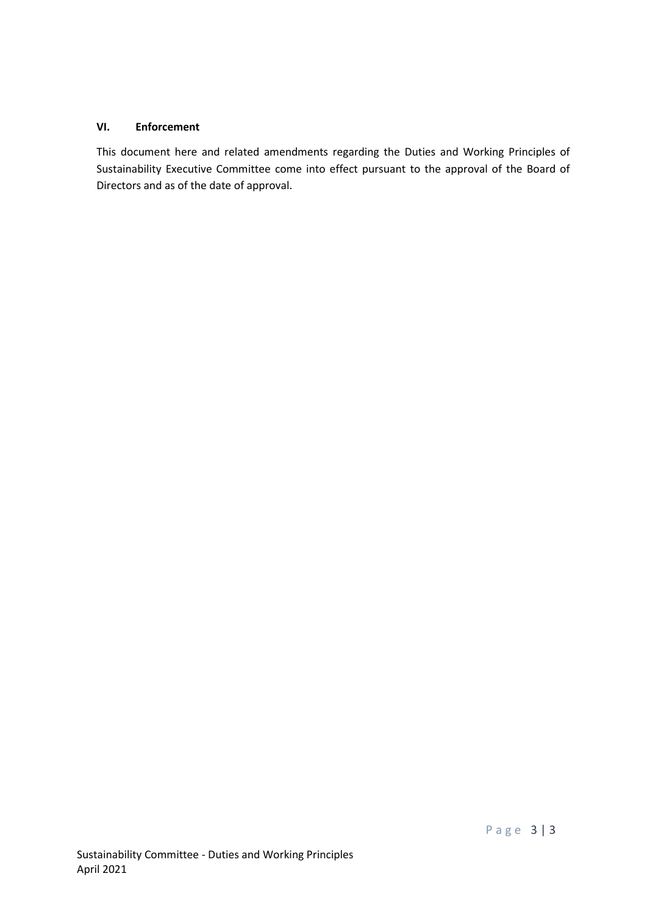## VI. Enforcement

This document here and related amendments regarding the Duties and Working Principles of Sustainability Executive Committee come into effect pursuant to the approval of the Board of Directors and as of the date of approval.